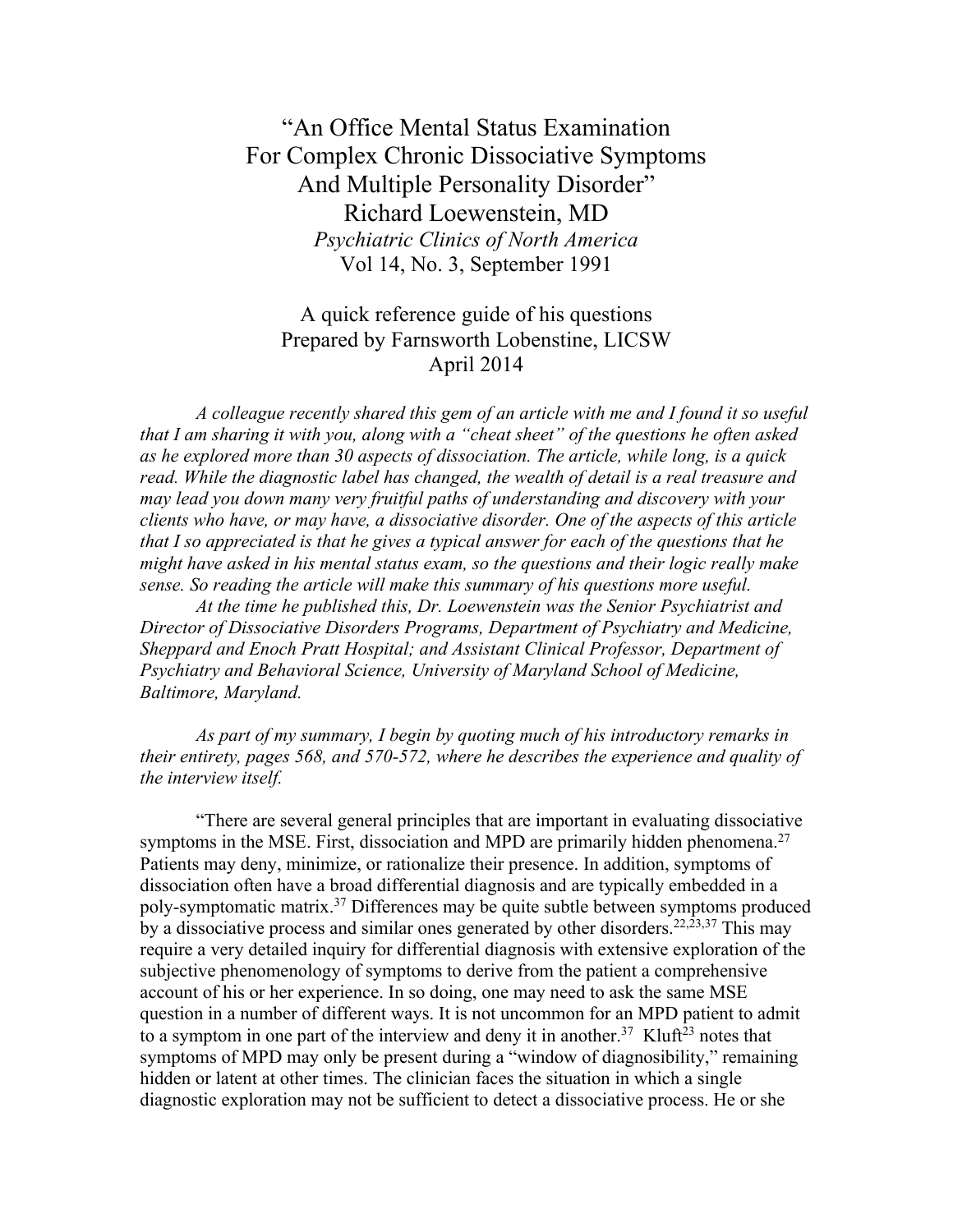# "An Office Mental Status Examination For Complex Chronic Dissociative Symptoms And Multiple Personality Disorder"

Richard Loewenstein, MD

*Psychiatric Clinics of North America*

Vol 14, No. 3, September 1991

A quick reference guide of his questions

Prepared by Farnsworth Lobenstine, LICSW

April 2014

*A colleague recently shared this gem of an article with me and I found it so useful that I am sharing it with you, along with a "cheat sheet" of the questions he often asked as he explored more than 30 aspects of dissociation. The article, while long, is a quick read. While the diagnostic label has changed, the wealth of detail is a real treasure and may lead you down many very fruitful paths of understanding and discovery with your clients who have, or may have, a dissociative disorder. One of the aspects of this article that I so appreciated is that he gives a typical answer for each of the questions that he might have asked in his mental status exam, so the questions and their logic really make sense. So reading the article will make this summary of his questions more useful.*

*At the time he published this, Dr. Loewenstein was the Senior Psychiatrist and Director of Dissociative Disorders Programs, Department of Psychiatry and Medicine, Sheppard and Enoch Pratt Hospital; and Assistant Clinical Professor, Department of Psychiatry and Behavioral Science, University of Maryland School of Medicine, Baltimore, Maryland.*

*As part of my summary, I begin by quoting much of his introductory remarks in their entirety, pages 568, and 570-572, where he describes the experience and quality of the interview itself.*

"There are several general principles that are important in evaluating dissociative symptoms in the MSE. First, dissociation and MPD are primarily hidden phenomena.[27] Patients may deny, minimize, or rationalize their presence. In addition, symptoms of dissociation often have a broad differential diagnosis and are typically embedded in a poly-symptomatic matrix.[37] Differences may be quite subtle between symptoms produced by a dissociative process and similar ones generated by other disorders.[22,23,37] This may require a very detailed inquiry for differential diagnosis with extensive exploration of the subjective phenomenology of symptoms to derive from the patient a comprehensive account of his or her experience. In so doing, one may need to ask the same MSE question in a number of different ways. It is not uncommon for an MPD patient to admit to a symptom in one part of the interview and deny it in another.[37] Kluft[23] notes that symptoms of MPD may only be present during a "window of diagnosibility," remaining hidden or latent at other times. The clinician faces the situation in which a single diagnostic exploration may not be sufficient to detect a dissociative process. He or she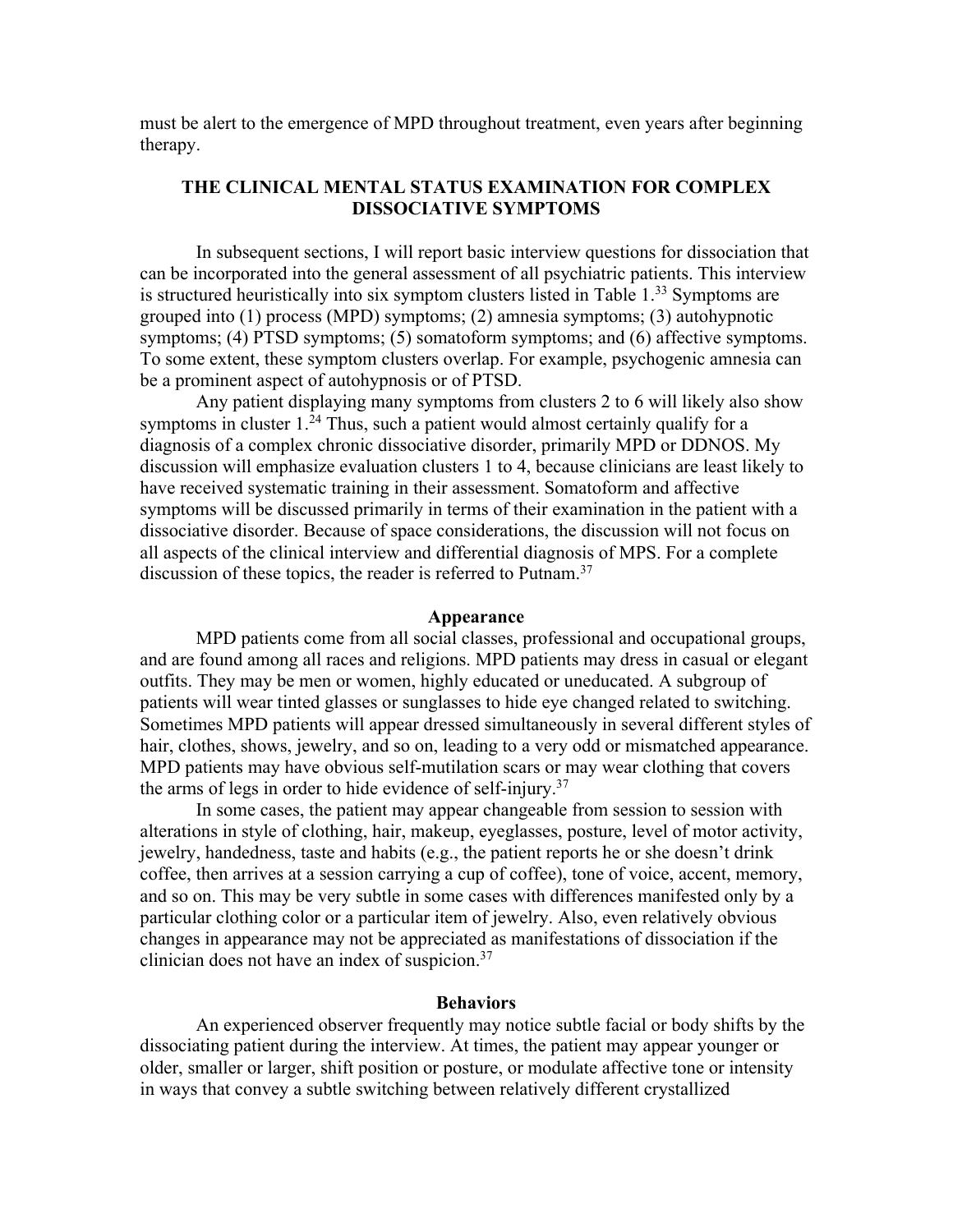must be alert to the emergence of MPD throughout treatment, even years after beginning therapy.

## THE CLINICAL MENTAL STATUS EXAMINATION FOR COMPLEX DISSOCIATIVE SYMPTOMS

In subsequent sections, I will report basic interview questions for dissociation that can be incorporated into the general assessment of all psychiatric patients. This interview is structured heuristically into six symptom clusters listed in Table 1.[33] Symptoms are grouped into (1) process (MPD) symptoms; (2) amnesia symptoms; (3) autohypnotic symptoms; (4) PTSD symptoms; (5) somatoform symptoms; and (6) affective symptoms. To some extent, these symptom clusters overlap. For example, psychogenic amnesia can be a prominent aspect of autohypnosis or of PTSD.

Any patient displaying many symptoms from clusters 2 to 6 will likely also show symptoms in cluster 1.[24] Thus, such a patient would almost certainly qualify for a diagnosis of a complex chronic dissociative disorder, primarily MPD or DDNOS. My discussion will emphasize evaluation clusters 1 to 4, because clinicians are least likely to have received systematic training in their assessment. Somatoform and affective symptoms will be discussed primarily in terms of their examination in the patient with a dissociative disorder. Because of space considerations, the discussion will not focus on all aspects of the clinical interview and differential diagnosis of MPS. For a complete discussion of these topics, the reader is referred to Putnam.[37]

### Appearance

MPD patients come from all social classes, professional and occupational groups, and are found among all races and religions. MPD patients may dress in casual or elegant outfits. They may be men or women, highly educated or uneducated. A subgroup of patients will wear tinted glasses or sunglasses to hide eye changed related to switching. Sometimes MPD patients will appear dressed simultaneously in several different styles of hair, clothes, shows, jewelry, and so on, leading to a very odd or mismatched appearance. MPD patients may have obvious self-mutilation scars or may wear clothing that covers the arms of legs in order to hide evidence of self-injury.[37]

In some cases, the patient may appear changeable from session to session with alterations in style of clothing, hair, makeup, eyeglasses, posture, level of motor activity, jewelry, handedness, taste and habits (e.g., the patient reports he or she doesn't drink coffee, then arrives at a session carrying a cup of coffee), tone of voice, accent, memory, and so on. This may be very subtle in some cases with differences manifested only by a particular clothing color or a particular item of jewelry. Also, even relatively obvious changes in appearance may not be appreciated as manifestations of dissociation if the clinician does not have an index of suspicion.[37]

### Behaviors

An experienced observer frequently may notice subtle facial or body shifts by the dissociating patient during the interview. At times, the patient may appear younger or older, smaller or larger, shift position or posture, or modulate affective tone or intensity in ways that convey a subtle switching between relatively different crystallized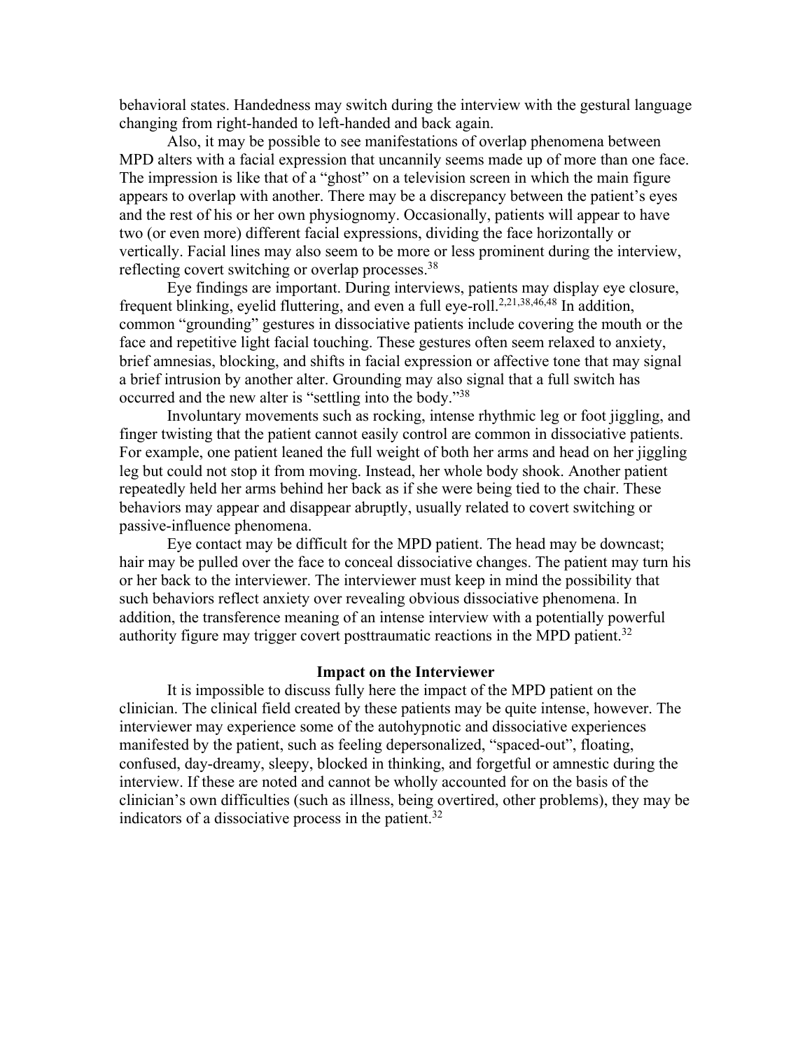behavioral states. Handedness may switch during the interview with the gestural language changing from right-handed to left-handed and back again.

Also, it may be possible to see manifestations of overlap phenomena between MPD alters with a facial expression that uncannily seems made up of more than one face. The impression is like that of a "ghost" on a television screen in which the main figure appears to overlap with another. There may be a discrepancy between the patient's eyes and the rest of his or her own physiognomy. Occasionally, patients will appear to have two (or even more) different facial expressions, dividing the face horizontally or vertically. Facial lines may also seem to be more or less prominent during the interview, reflecting covert switching or overlap processes.[38]

Eye findings are important. During interviews, patients may display eye closure, frequent blinking, eyelid fluttering, and even a full eye-roll.[2,21,38,46,48] In addition, common "grounding" gestures in dissociative patients include covering the mouth or the face and repetitive light facial touching. These gestures often seem relaxed to anxiety, brief amnesias, blocking, and shifts in facial expression or affective tone that may signal a brief intrusion by another alter. Grounding may also signal that a full switch has occurred and the new alter is "settling into the body."[38]

Involuntary movements such as rocking, intense rhythmic leg or foot jiggling, and finger twisting that the patient cannot easily control are common in dissociative patients. For example, one patient leaned the full weight of both her arms and head on her jiggling leg but could not stop it from moving. Instead, her whole body shook. Another patient repeatedly held her arms behind her back as if she were being tied to the chair. These behaviors may appear and disappear abruptly, usually related to covert switching or passive-influence phenomena.

Eye contact may be difficult for the MPD patient. The head may be downcast; hair may be pulled over the face to conceal dissociative changes. The patient may turn his or her back to the interviewer. The interviewer must keep in mind the possibility that such behaviors reflect anxiety over revealing obvious dissociative phenomena. In addition, the transference meaning of an intense interview with a potentially powerful authority figure may trigger covert posttraumatic reactions in the MPD patient.[32]

## Impact on the Interviewer

It is impossible to discuss fully here the impact of the MPD patient on the clinician. The clinical field created by these patients may be quite intense, however. The interviewer may experience some of the autohypnotic and dissociative experiences manifested by the patient, such as feeling depersonalized, "spaced-out", floating, confused, day-dreamy, sleepy, blocked in thinking, and forgetful or amnestic during the interview. If these are noted and cannot be wholly accounted for on the basis of the clinician's own difficulties (such as illness, being overtired, other problems), they may be indicators of a dissociative process in the patient.[32]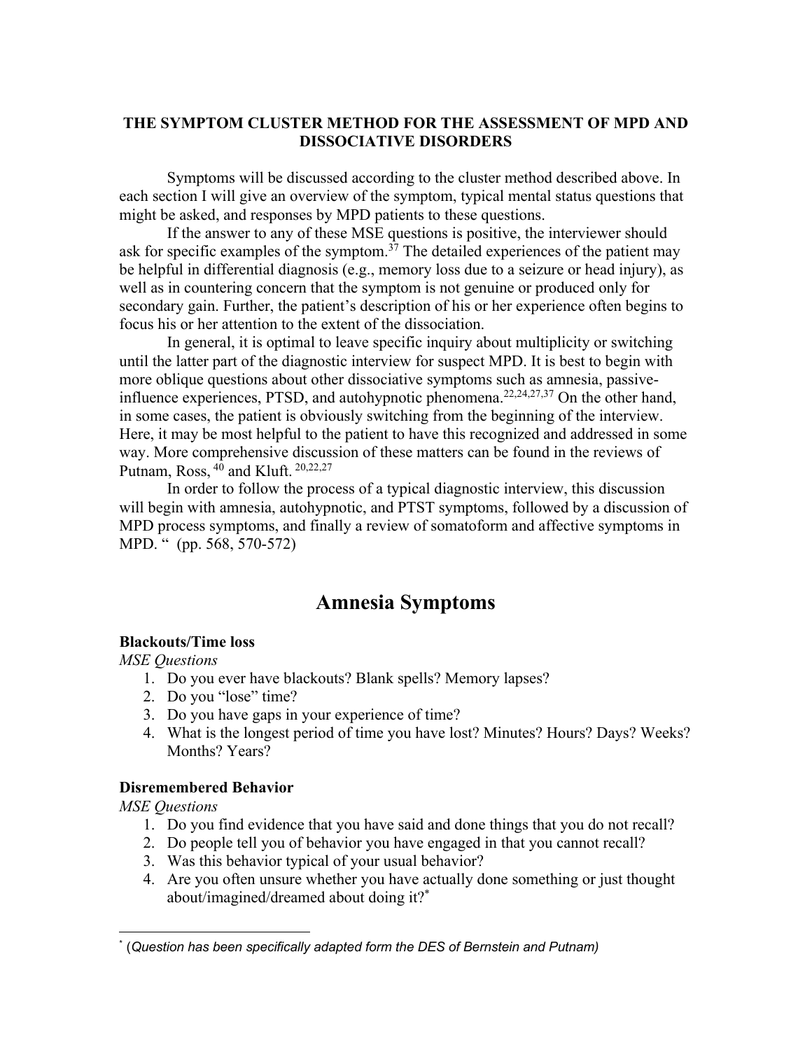**THE SYMPTOM CLUSTER METHOD FOR THE ASSESSMENT OF MPD AND DISSOCIATIVE DISORDERS**

Symptoms will be discussed according to the cluster method described above. In each section I will give an overview of the symptom, typical mental status questions that might be asked, and responses by MPD patients to these questions.

If the answer to any of these MSE questions is positive, the interviewer should ask for specific examples of the symptom.[37] The detailed experiences of the patient may be helpful in differential diagnosis (e.g., memory loss due to a seizure or head injury), as well as in countering concern that the symptom is not genuine or produced only for secondary gain. Further, the patient's description of his or her experience often begins to focus his or her attention to the extent of the dissociation.

In general, it is optimal to leave specific inquiry about multiplicity or switching until the latter part of the diagnostic interview for suspect MPD. It is best to begin with more oblique questions about other dissociative symptoms such as amnesia, passive-influence experiences, PTSD, and autohypnotic phenomena.[22,24,27,37] On the other hand, in some cases, the patient is obviously switching from the beginning of the interview. Here, it may be most helpful to the patient to have this recognized and addressed in some way. More comprehensive discussion of these matters can be found in the reviews of Putnam, Ross,[40] and Kluft.[20,22,27]

In order to follow the process of a typical diagnostic interview, this discussion will begin with amnesia, autohypnotic, and PTST symptoms, followed by a discussion of MPD process symptoms, and finally a review of somatoform and affective symptoms in MPD. " (pp. 568, 570-572)

# Amnesia Symptoms

**Blackouts/Time loss**

*MSE Questions*

1. Do you ever have blackouts? Blank spells? Memory lapses?
2. Do you "lose" time?
3. Do you have gaps in your experience of time?
4. What is the longest period of time you have lost? Minutes? Hours? Days? Weeks? Months? Years?

**Disremembered Behavior**

*MSE Questions*

1. Do you find evidence that you have said and done things that you do not recall?
2. Do people tell you of behavior you have engaged in that you cannot recall?
3. Was this behavior typical of your usual behavior?
4. Are you often unsure whether you have actually done something or just thought about/imagined/dreamed about doing it?*

* (*Question has been specifically adapted form the DES of Bernstein and Putnam)*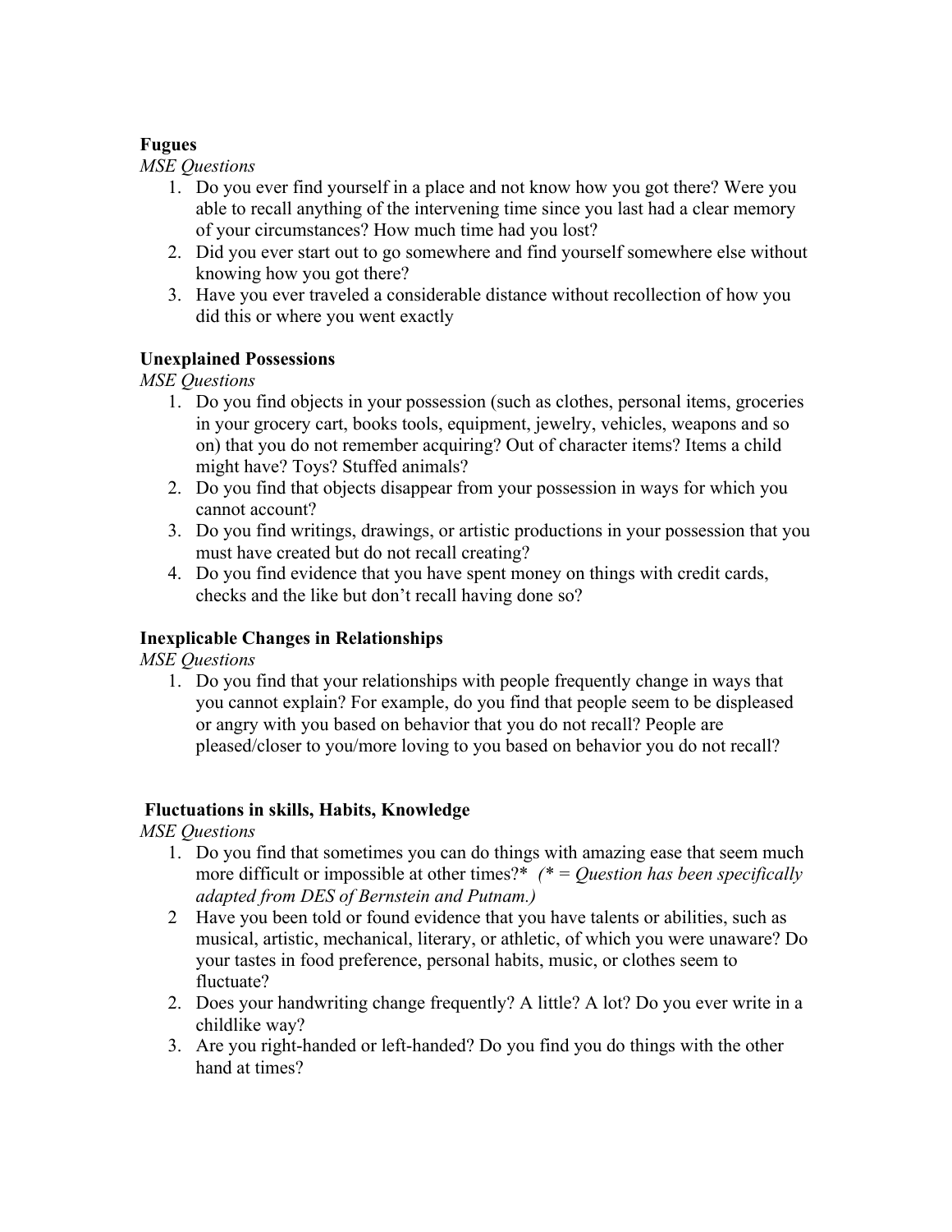**Fugues**

*MSE Questions*

1. Do you ever find yourself in a place and not know how you got there? Were you able to recall anything of the intervening time since you last had a clear memory of your circumstances? How much time had you lost?
2. Did you ever start out to go somewhere and find yourself somewhere else without knowing how you got there?
3. Have you ever traveled a considerable distance without recollection of how you did this or where you went exactly

**Unexplained Possessions**

*MSE Questions*

1. Do you find objects in your possession (such as clothes, personal items, groceries in your grocery cart, books tools, equipment, jewelry, vehicles, weapons and so on) that you do not remember acquiring? Out of character items? Items a child might have? Toys? Stuffed animals?
2. Do you find that objects disappear from your possession in ways for which you cannot account?
3. Do you find writings, drawings, or artistic productions in your possession that you must have created but do not recall creating?
4. Do you find evidence that you have spent money on things with credit cards, checks and the like but don't recall having done so?

**Inexplicable Changes in Relationships**

*MSE Questions*

1. Do you find that your relationships with people frequently change in ways that you cannot explain? For example, do you find that people seem to be displeased or angry with you based on behavior that you do not recall? People are pleased/closer to you/more loving to you based on behavior you do not recall?

**Fluctuations in skills, Habits, Knowledge**

*MSE Questions*

1. Do you find that sometimes you can do things with amazing ease that seem much more difficult or impossible at other times?* *(* = Question has been specifically adapted from DES of Bernstein and Putnam.)*

2 Have you been told or found evidence that you have talents or abilities, such as musical, artistic, mechanical, literary, or athletic, of which you were unaware? Do your tastes in food preference, personal habits, music, or clothes seem to fluctuate?

2. Does your handwriting change frequently? A little? A lot? Do you ever write in a childlike way?
3. Are you right-handed or left-handed? Do you find you do things with the other hand at times?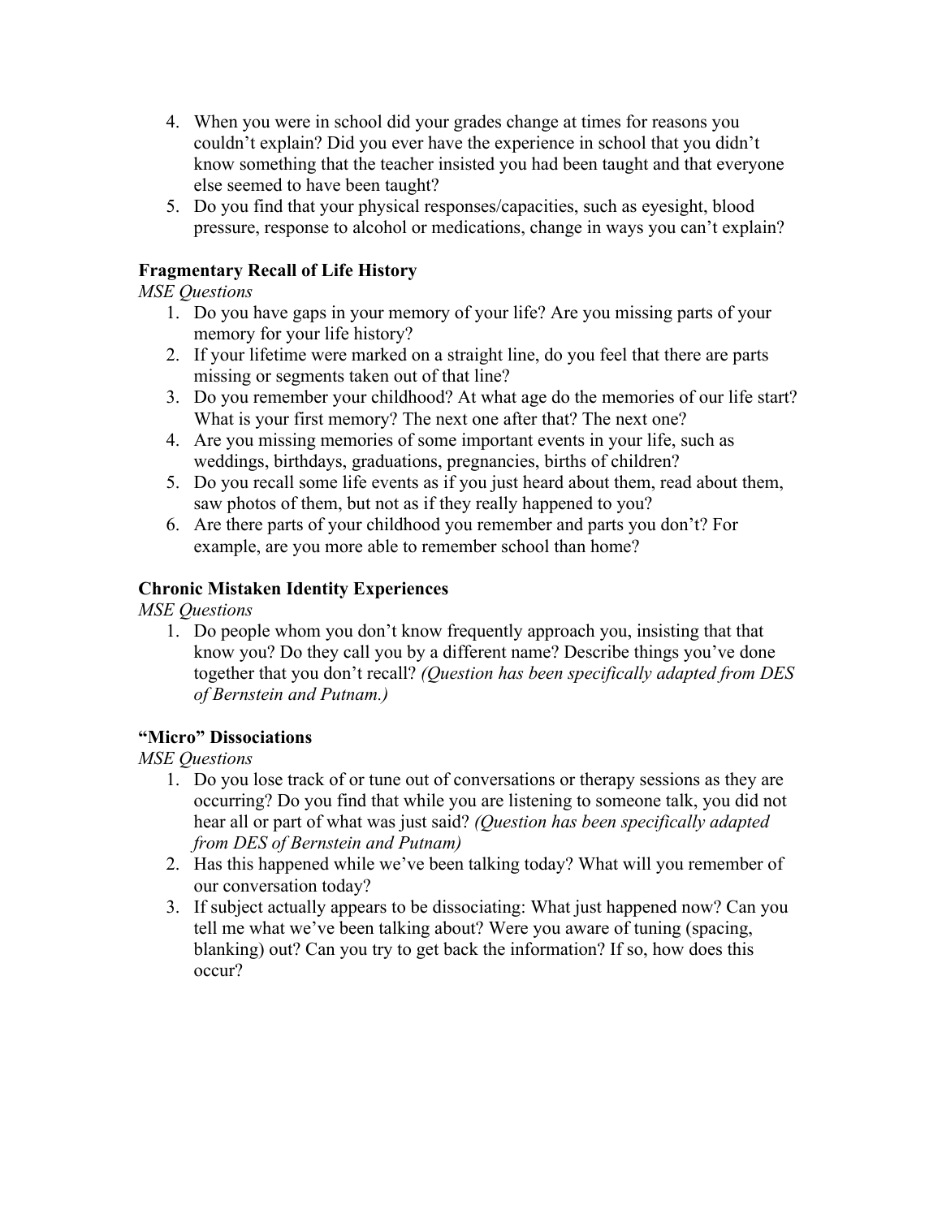4. When you were in school did your grades change at times for reasons you couldn't explain? Did you ever have the experience in school that you didn't know something that the teacher insisted you had been taught and that everyone else seemed to have been taught?
5. Do you find that your physical responses/capacities, such as eyesight, blood pressure, response to alcohol or medications, change in ways you can't explain?

**Fragmentary Recall of Life History**

*MSE Questions*

1. Do you have gaps in your memory of your life? Are you missing parts of your memory for your life history?
2. If your lifetime were marked on a straight line, do you feel that there are parts missing or segments taken out of that line?
3. Do you remember your childhood? At what age do the memories of our life start? What is your first memory? The next one after that? The next one?
4. Are you missing memories of some important events in your life, such as weddings, birthdays, graduations, pregnancies, births of children?
5. Do you recall some life events as if you just heard about them, read about them, saw photos of them, but not as if they really happened to you?
6. Are there parts of your childhood you remember and parts you don't? For example, are you more able to remember school than home?

**Chronic Mistaken Identity Experiences**

*MSE Questions*

1. Do people whom you don't know frequently approach you, insisting that that know you? Do they call you by a different name? Describe things you've done together that you don't recall? *(Question has been specifically adapted from DES of Bernstein and Putnam.)*

**"Micro" Dissociations**

*MSE Questions*

1. Do you lose track of or tune out of conversations or therapy sessions as they are occurring? Do you find that while you are listening to someone talk, you did not hear all or part of what was just said? *(Question has been specifically adapted from DES of Bernstein and Putnam)*
2. Has this happened while we've been talking today? What will you remember of our conversation today?
3. If subject actually appears to be dissociating: What just happened now? Can you tell me what we've been talking about? Were you aware of tuning (spacing, blanking) out? Can you try to get back the information? If so, how does this occur?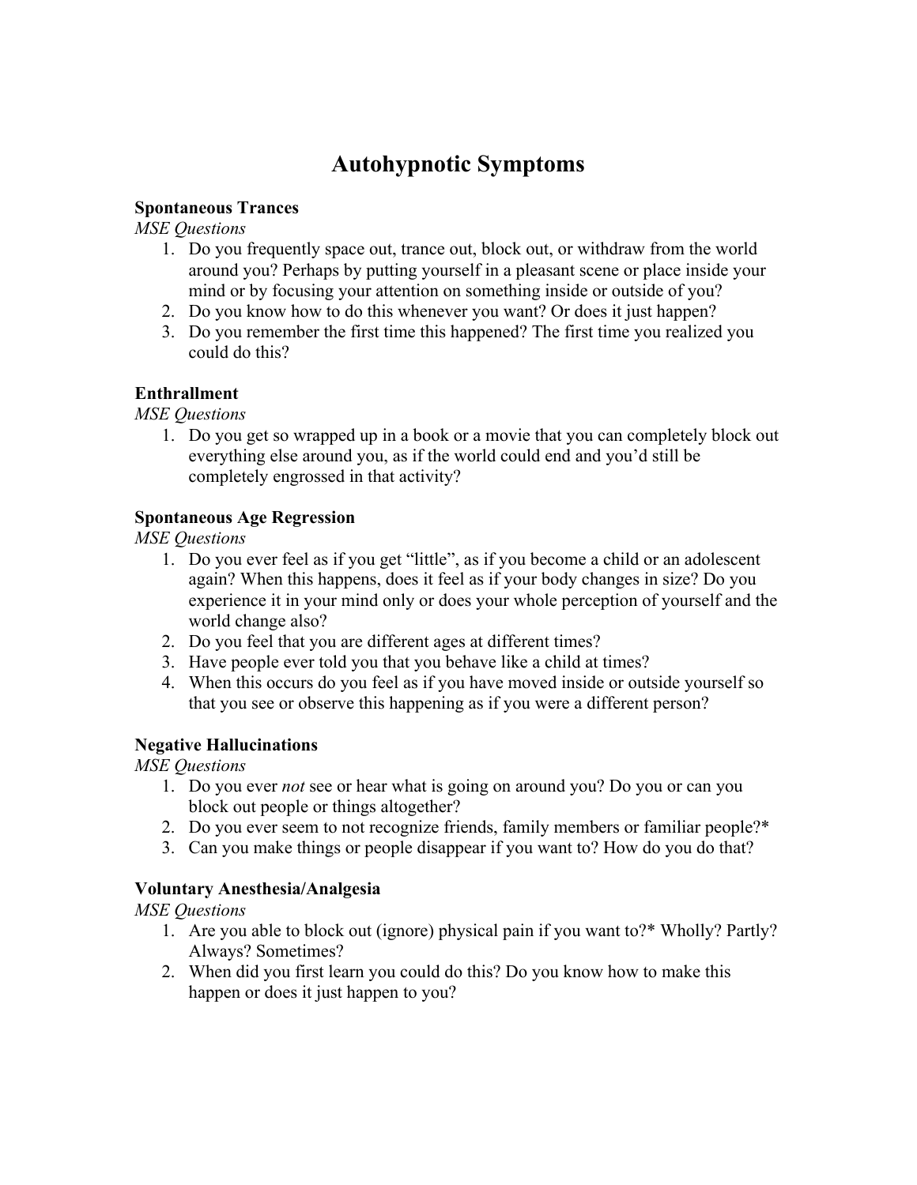# Autohypnotic Symptoms

**Spontaneous Trances**

*MSE Questions*

1. Do you frequently space out, trance out, block out, or withdraw from the world around you? Perhaps by putting yourself in a pleasant scene or place inside your mind or by focusing your attention on something inside or outside of you?
2. Do you know how to do this whenever you want? Or does it just happen?
3. Do you remember the first time this happened? The first time you realized you could do this?

**Enthrallment**

*MSE Questions*

1. Do you get so wrapped up in a book or a movie that you can completely block out everything else around you, as if the world could end and you'd still be completely engrossed in that activity?

**Spontaneous Age Regression**

*MSE Questions*

1. Do you ever feel as if you get "little", as if you become a child or an adolescent again? When this happens, does it feel as if your body changes in size? Do you experience it in your mind only or does your whole perception of yourself and the world change also?
2. Do you feel that you are different ages at different times?
3. Have people ever told you that you behave like a child at times?
4. When this occurs do you feel as if you have moved inside or outside yourself so that you see or observe this happening as if you were a different person?

**Negative Hallucinations**

*MSE Questions*

1. Do you ever *not* see or hear what is going on around you? Do you or can you block out people or things altogether?
2. Do you ever seem to not recognize friends, family members or familiar people?*
3. Can you make things or people disappear if you want to? How do you do that?

**Voluntary Anesthesia/Analgesia**

*MSE Questions*

1. Are you able to block out (ignore) physical pain if you want to?* Wholly? Partly? Always? Sometimes?
2. When did you first learn you could do this? Do you know how to make this happen or does it just happen to you?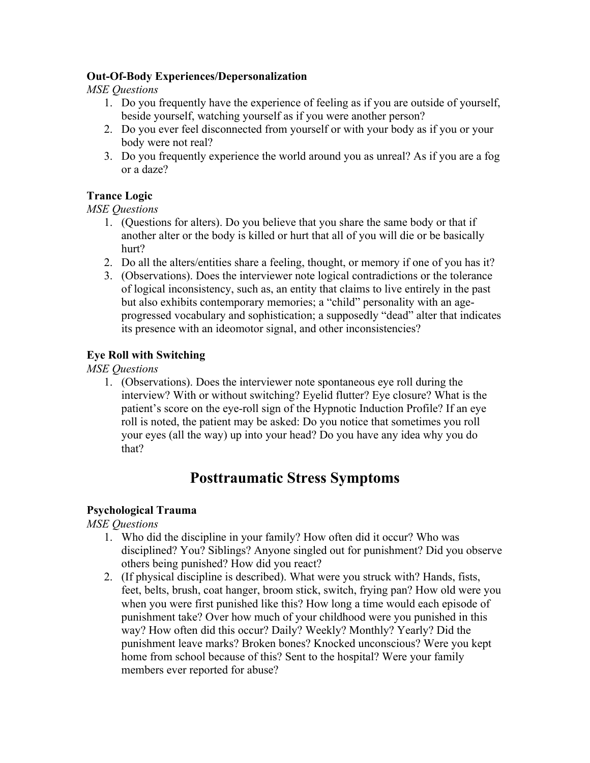**Out-Of-Body Experiences/Depersonalization**

*MSE Questions*

1. Do you frequently have the experience of feeling as if you are outside of yourself, beside yourself, watching yourself as if you were another person?
2. Do you ever feel disconnected from yourself or with your body as if you or your body were not real?
3. Do you frequently experience the world around you as unreal? As if you are a fog or a daze?

**Trance Logic**

*MSE Questions*

1. (Questions for alters). Do you believe that you share the same body or that if another alter or the body is killed or hurt that all of you will die or be basically hurt?
2. Do all the alters/entities share a feeling, thought, or memory if one of you has it?
3. (Observations). Does the interviewer note logical contradictions or the tolerance of logical inconsistency, such as, an entity that claims to live entirely in the past but also exhibits contemporary memories; a "child" personality with an age-progressed vocabulary and sophistication; a supposedly "dead" alter that indicates its presence with an ideomotor signal, and other inconsistencies?

**Eye Roll with Switching**

*MSE Questions*

1. (Observations). Does the interviewer note spontaneous eye roll during the interview? With or without switching? Eyelid flutter? Eye closure? What is the patient's score on the eye-roll sign of the Hypnotic Induction Profile? If an eye roll is noted, the patient may be asked: Do you notice that sometimes you roll your eyes (all the way) up into your head? Do you have any idea why you do that?

# Posttraumatic Stress Symptoms

**Psychological Trauma**

*MSE Questions*

1. Who did the discipline in your family? How often did it occur? Who was disciplined? You? Siblings? Anyone singled out for punishment? Did you observe others being punished? How did you react?
2. (If physical discipline is described). What were you struck with? Hands, fists, feet, belts, brush, coat hanger, broom stick, switch, frying pan? How old were you when you were first punished like this? How long a time would each episode of punishment take? Over how much of your childhood were you punished in this way? How often did this occur? Daily? Weekly? Monthly? Yearly? Did the punishment leave marks? Broken bones? Knocked unconscious? Were you kept home from school because of this? Sent to the hospital? Were your family members ever reported for abuse?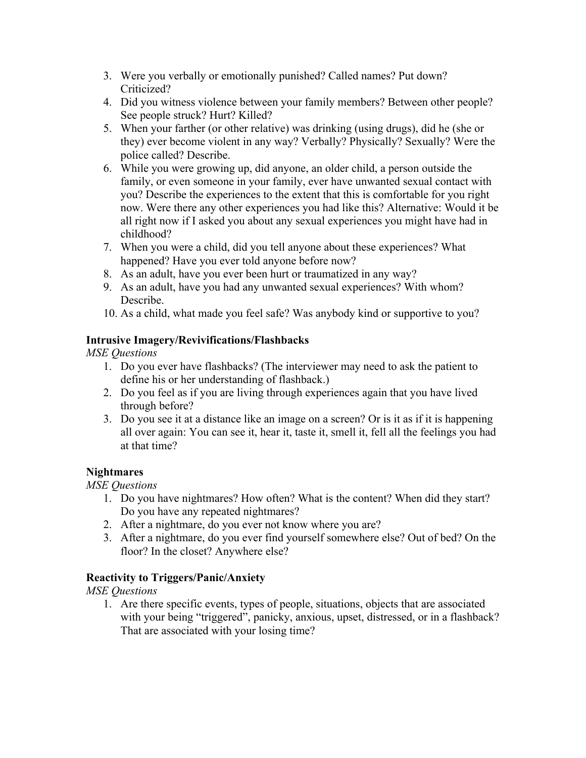3. Were you verbally or emotionally punished? Called names? Put down? Criticized?
4. Did you witness violence between your family members? Between other people? See people struck? Hurt? Killed?
5. When your farther (or other relative) was drinking (using drugs), did he (she or they) ever become violent in any way? Verbally? Physically? Sexually? Were the police called? Describe.
6. While you were growing up, did anyone, an older child, a person outside the family, or even someone in your family, ever have unwanted sexual contact with you? Describe the experiences to the extent that this is comfortable for you right now. Were there any other experiences you had like this? Alternative: Would it be all right now if I asked you about any sexual experiences you might have had in childhood?
7. When you were a child, did you tell anyone about these experiences? What happened? Have you ever told anyone before now?
8. As an adult, have you ever been hurt or traumatized in any way?
9. As an adult, have you had any unwanted sexual experiences? With whom? Describe.
10. As a child, what made you feel safe? Was anybody kind or supportive to you?

**Intrusive Imagery/Revivifications/Flashbacks**

*MSE Questions*

1. Do you ever have flashbacks? (The interviewer may need to ask the patient to define his or her understanding of flashback.)
2. Do you feel as if you are living through experiences again that you have lived through before?
3. Do you see it at a distance like an image on a screen? Or is it as if it is happening all over again: You can see it, hear it, taste it, smell it, fell all the feelings you had at that time?

**Nightmares**

*MSE Questions*

1. Do you have nightmares? How often? What is the content? When did they start? Do you have any repeated nightmares?
2. After a nightmare, do you ever not know where you are?
3. After a nightmare, do you ever find yourself somewhere else? Out of bed? On the floor? In the closet? Anywhere else?

**Reactivity to Triggers/Panic/Anxiety**

*MSE Questions*

1. Are there specific events, types of people, situations, objects that are associated with your being "triggered", panicky, anxious, upset, distressed, or in a flashback? That are associated with your losing time?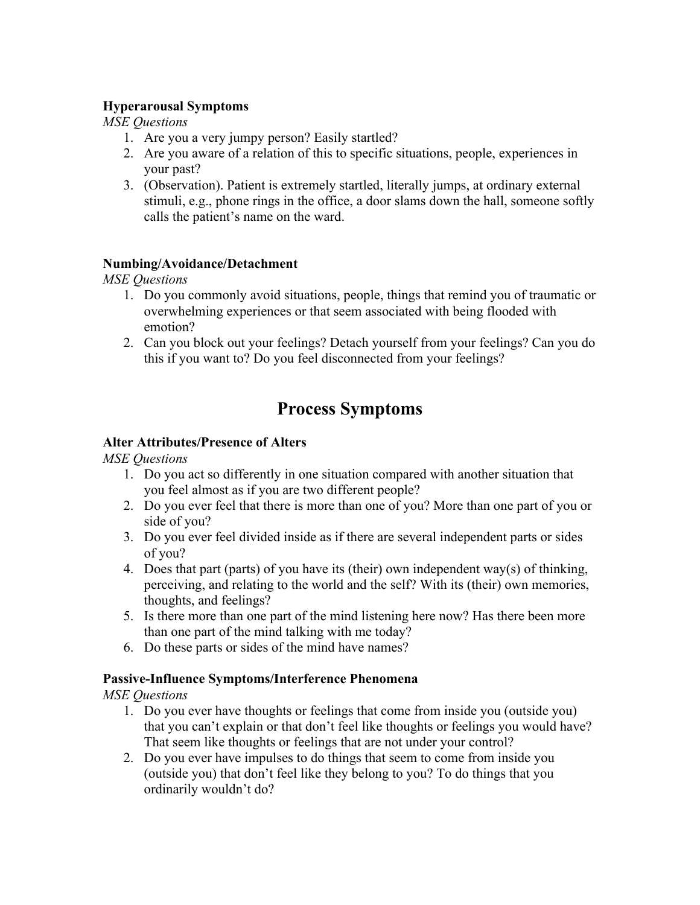**Hyperarousal Symptoms**

*MSE Questions*

1. Are you a very jumpy person? Easily startled?
2. Are you aware of a relation of this to specific situations, people, experiences in your past?
3. (Observation). Patient is extremely startled, literally jumps, at ordinary external stimuli, e.g., phone rings in the office, a door slams down the hall, someone softly calls the patient's name on the ward.

**Numbing/Avoidance/Detachment**

*MSE Questions*

1. Do you commonly avoid situations, people, things that remind you of traumatic or overwhelming experiences or that seem associated with being flooded with emotion?
2. Can you block out your feelings? Detach yourself from your feelings? Can you do this if you want to? Do you feel disconnected from your feelings?

# Process Symptoms

**Alter Attributes/Presence of Alters**

*MSE Questions*

1. Do you act so differently in one situation compared with another situation that you feel almost as if you are two different people?
2. Do you ever feel that there is more than one of you? More than one part of you or side of you?
3. Do you ever feel divided inside as if there are several independent parts or sides of you?
4. Does that part (parts) of you have its (their) own independent way(s) of thinking, perceiving, and relating to the world and the self? With its (their) own memories, thoughts, and feelings?
5. Is there more than one part of the mind listening here now? Has there been more than one part of the mind talking with me today?
6. Do these parts or sides of the mind have names?

**Passive-Influence Symptoms/Interference Phenomena**

*MSE Questions*

1. Do you ever have thoughts or feelings that come from inside you (outside you) that you can't explain or that don't feel like thoughts or feelings you would have? That seem like thoughts or feelings that are not under your control?
2. Do you ever have impulses to do things that seem to come from inside you (outside you) that don't feel like they belong to you? To do things that you ordinarily wouldn't do?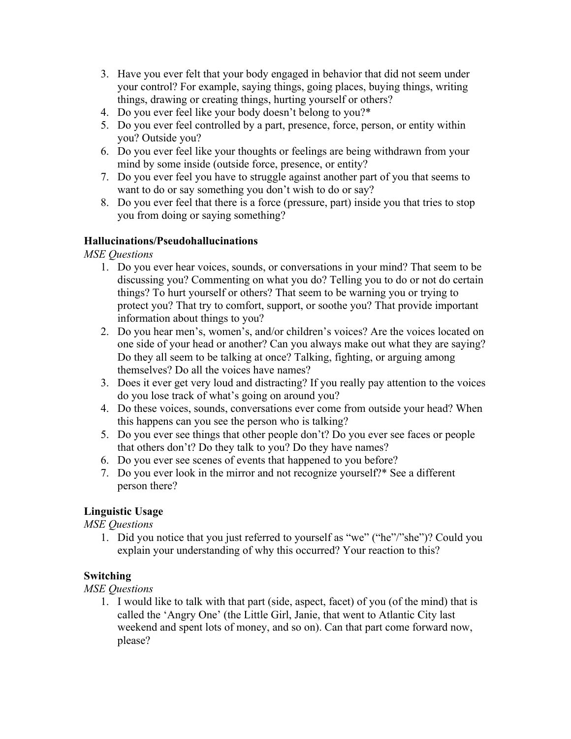3. Have you ever felt that your body engaged in behavior that did not seem under your control? For example, saying things, going places, buying things, writing things, drawing or creating things, hurting yourself or others?
4. Do you ever feel like your body doesn't belong to you?*
5. Do you ever feel controlled by a part, presence, force, person, or entity within you? Outside you?
6. Do you ever feel like your thoughts or feelings are being withdrawn from your mind by some inside (outside force, presence, or entity?
7. Do you ever feel you have to struggle against another part of you that seems to want to do or say something you don't wish to do or say?
8. Do you ever feel that there is a force (pressure, part) inside you that tries to stop you from doing or saying something?

**Hallucinations/Pseudohallucinations**

*MSE Questions*

1. Do you ever hear voices, sounds, or conversations in your mind? That seem to be discussing you? Commenting on what you do? Telling you to do or not do certain things? To hurt yourself or others? That seem to be warning you or trying to protect you? That try to comfort, support, or soothe you? That provide important information about things to you?
2. Do you hear men's, women's, and/or children's voices? Are the voices located on one side of your head or another? Can you always make out what they are saying? Do they all seem to be talking at once? Talking, fighting, or arguing among themselves? Do all the voices have names?
3. Does it ever get very loud and distracting? If you really pay attention to the voices do you lose track of what's going on around you?
4. Do these voices, sounds, conversations ever come from outside your head? When this happens can you see the person who is talking?
5. Do you ever see things that other people don't? Do you ever see faces or people that others don't? Do they talk to you? Do they have names?
6. Do you ever see scenes of events that happened to you before?
7. Do you ever look in the mirror and not recognize yourself?* See a different person there?

**Linguistic Usage**

*MSE Questions*

1. Did you notice that you just referred to yourself as "we" ("he"/"she")? Could you explain your understanding of why this occurred? Your reaction to this?

**Switching**

*MSE Questions*

1. I would like to talk with that part (side, aspect, facet) of you (of the mind) that is called the 'Angry One' (the Little Girl, Janie, that went to Atlantic City last weekend and spent lots of money, and so on). Can that part come forward now, please?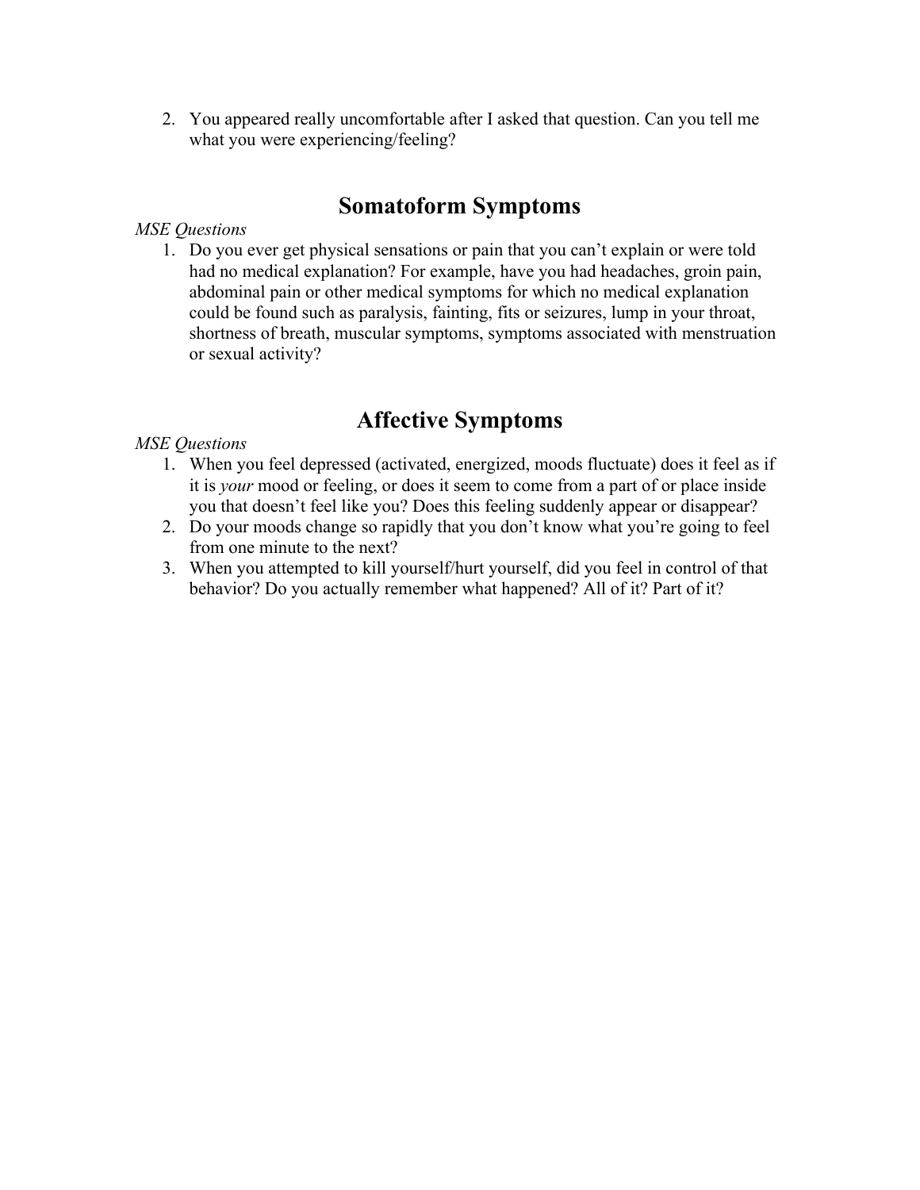2. You appeared really uncomfortable after I asked that question. Can you tell me what you were experiencing/feeling?

## Somatoform Symptoms

*MSE Questions*

1. Do you ever get physical sensations or pain that you can't explain or were told had no medical explanation? For example, have you had headaches, groin pain, abdominal pain or other medical symptoms for which no medical explanation could be found such as paralysis, fainting, fits or seizures, lump in your throat, shortness of breath, muscular symptoms, symptoms associated with menstruation or sexual activity?

## Affective Symptoms

*MSE Questions*

1. When you feel depressed (activated, energized, moods fluctuate) does it feel as if it is *your* mood or feeling, or does it seem to come from a part of or place inside you that doesn't feel like you? Does this feeling suddenly appear or disappear?
2. Do your moods change so rapidly that you don't know what you're going to feel from one minute to the next?
3. When you attempted to kill yourself/hurt yourself, did you feel in control of that behavior? Do you actually remember what happened? All of it? Part of it?